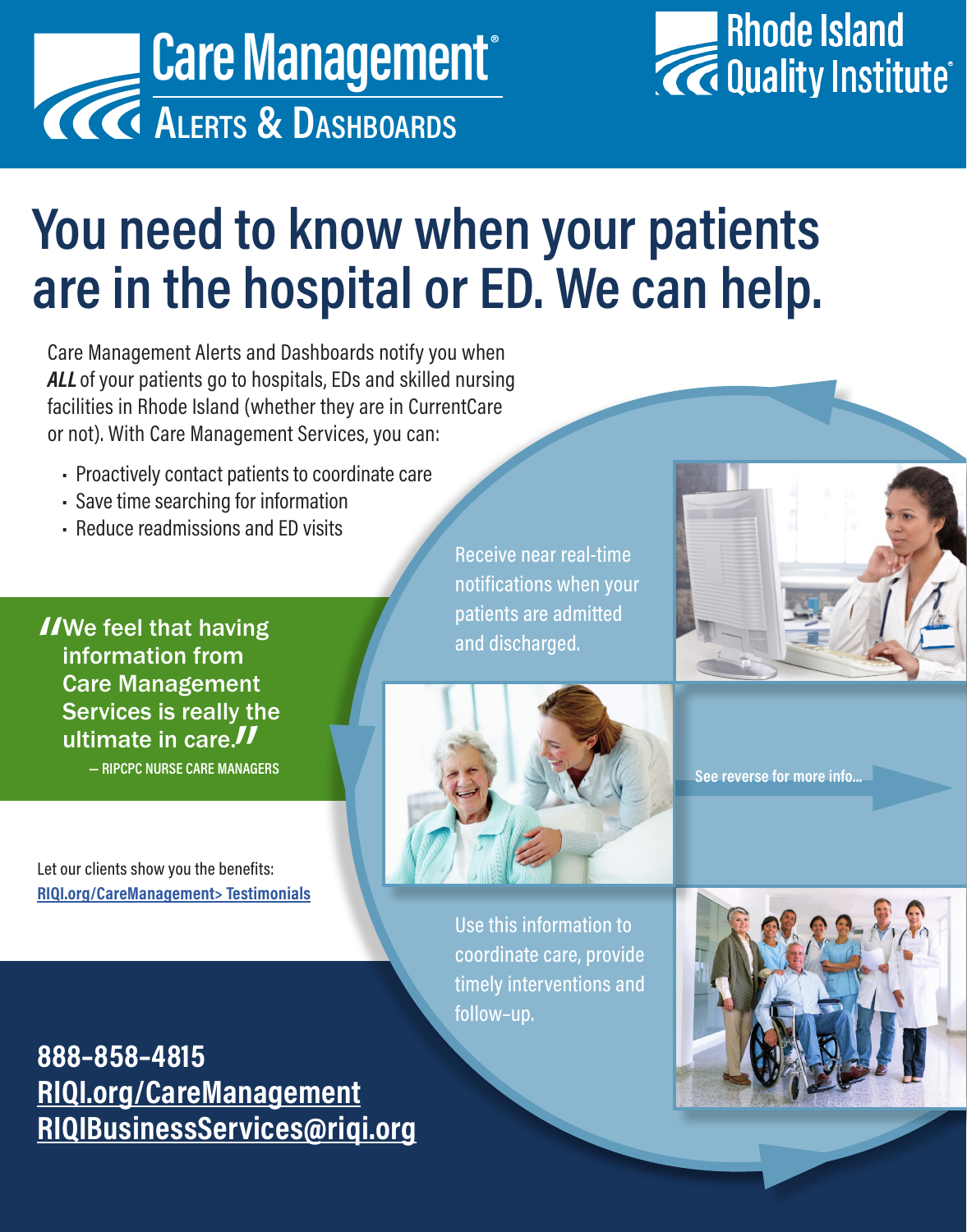# Care Management®

## Alerts & Dashboards

Rhode Island Quality Institute®

# You need to know when your patients are in the hospital or ED. We can help.

Care Management Alerts and Dashboards notify you when ***ALL*** of your patients go to hospitals, EDs and skilled nursing facilities in Rhode Island (whether they are in CurrentCare or not). With Care Management Services, you can:

- Proactively contact patients to coordinate care
- Save time searching for information
- Reduce readmissions and ED visits

Receive near real-time notifications when your patients are admitted and discharged.

"We feel that having information from Care Management Services is really the ultimate in care."

— RIPCPC NURSE CARE MANAGERS

See reverse for more info...

Let our clients show you the benefits: RIQI.org/CareManagement> Testimonials

Use this information to coordinate care, provide timely interventions and follow-up.

**888-858-4815**
**RIQI.org/CareManagement**
**RIQIBusinessServices@riqi.org**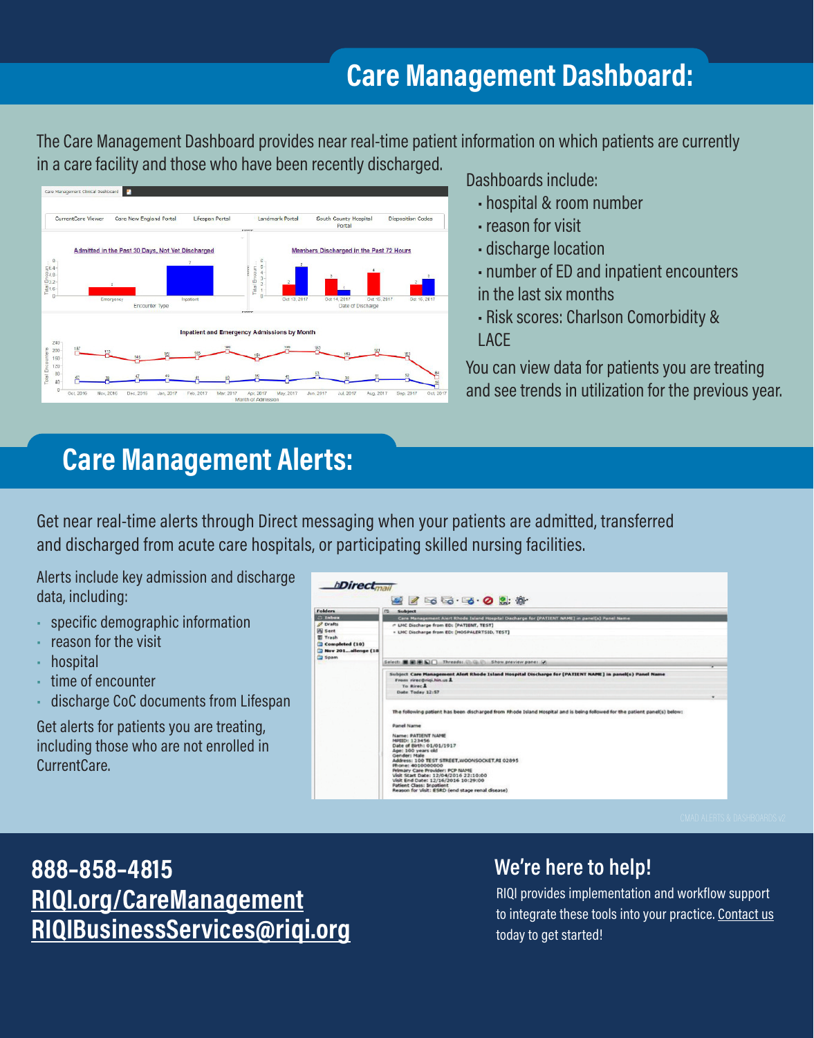## Care Management Dashboard:

The Care Management Dashboard provides near real-time patient information on which patients are currently in a care facility and those who have been recently discharged.

Dashboards include:

- hospital & room number
- reason for visit
- discharge location
- number of ED and inpatient encounters in the last six months
- Risk scores: Charlson Comorbidity & LACE

You can view data for patients you are treating and see trends in utilization for the previous year.

## Care Management Alerts:

Get near real-time alerts through Direct messaging when your patients are admitted, transferred and discharged from acute care hospitals, or participating skilled nursing facilities.

Alerts include key admission and discharge data, including:

- specific demographic information
- reason for the visit
- hospital
- time of encounter
- discharge CoC documents from Lifespan

Get alerts for patients you are treating, including those who are not enrolled in CurrentCare.

**888-858-4815**
**RIQI.org/CareManagement**
**RIQIBusinessServices@riqi.org**

### We're here to help!

RIQI provides implementation and workflow support to integrate these tools into your practice. Contact us today to get started!